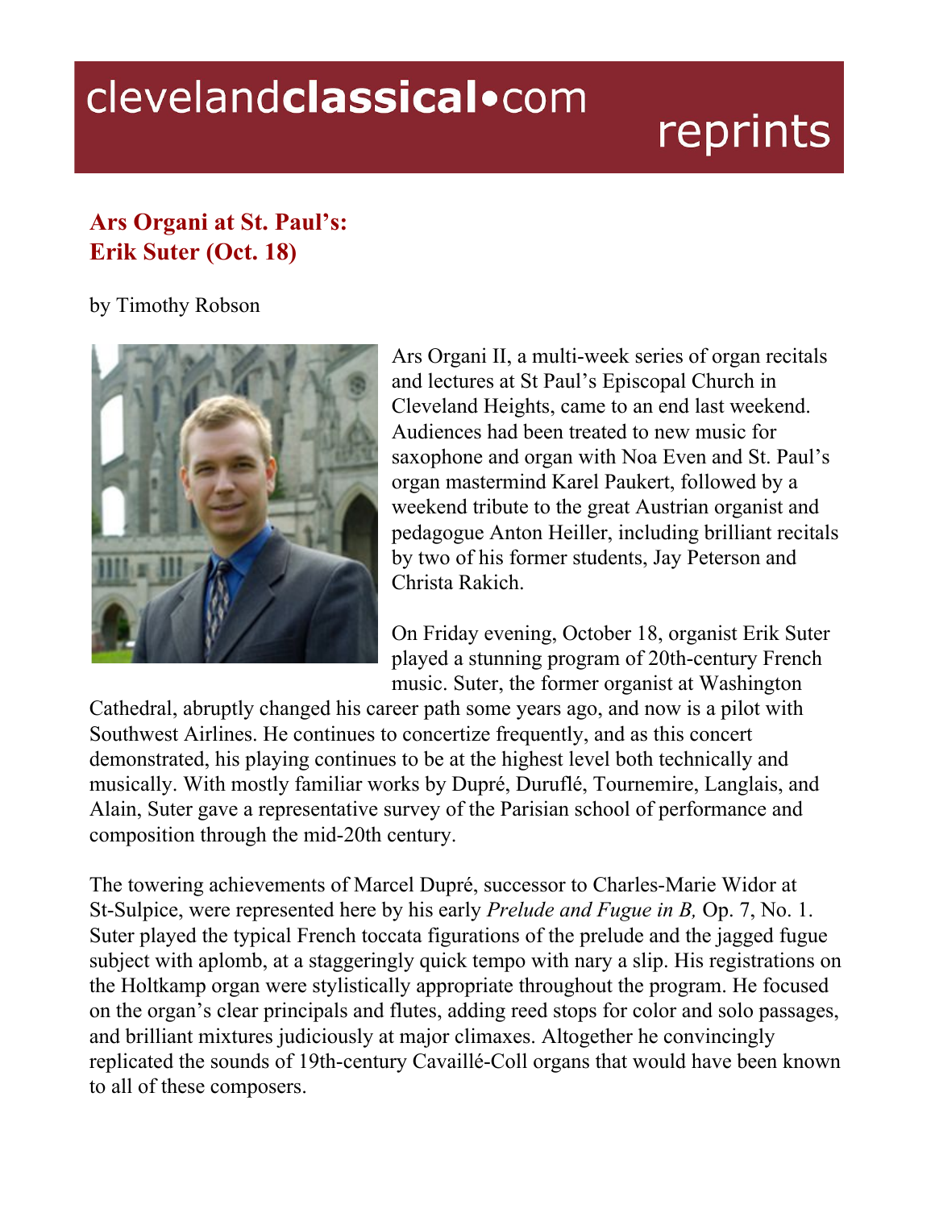# Ars Organi at St. Paul's: Erik Suter (Oct. 18)

by Timothy Robson

Ars Organi II, a multi-week series of organ recitals and lectures at St Paul's Episcopal Church in Cleveland Heights, came to an end last weekend. Audiences had been treated to new music for saxophone and organ with Noa Even and St. Paul's organ mastermind Karel Paukert, followed by a weekend tribute to the great Austrian organist and pedagogue Anton Heiller, including brilliant recitals by two of his former students, Jay Peterson and Christa Rakich.

On Friday evening, October 18, organist Erik Suter played a stunning program of 20th-century French music. Suter, the former organist at Washington Cathedral, abruptly changed his career path some years ago, and now is a pilot with Southwest Airlines. He continues to concertize frequently, and as this concert demonstrated, his playing continues to be at the highest level both technically and musically. With mostly familiar works by Dupré, Duruflé, Tournemire, Langlais, and Alain, Suter gave a representative survey of the Parisian school of performance and composition through the mid-20th century.

The towering achievements of Marcel Dupré, successor to Charles-Marie Widor at St-Sulpice, were represented here by his early *Prelude and Fugue in B,* Op. 7, No. 1. Suter played the typical French toccata figurations of the prelude and the jagged fugue subject with aplomb, at a staggeringly quick tempo with nary a slip. His registrations on the Holtkamp organ were stylistically appropriate throughout the program. He focused on the organ's clear principals and flutes, adding reed stops for color and solo passages, and brilliant mixtures judiciously at major climaxes. Altogether he convincingly replicated the sounds of 19th-century Cavaillé-Coll organs that would have been known to all of these composers.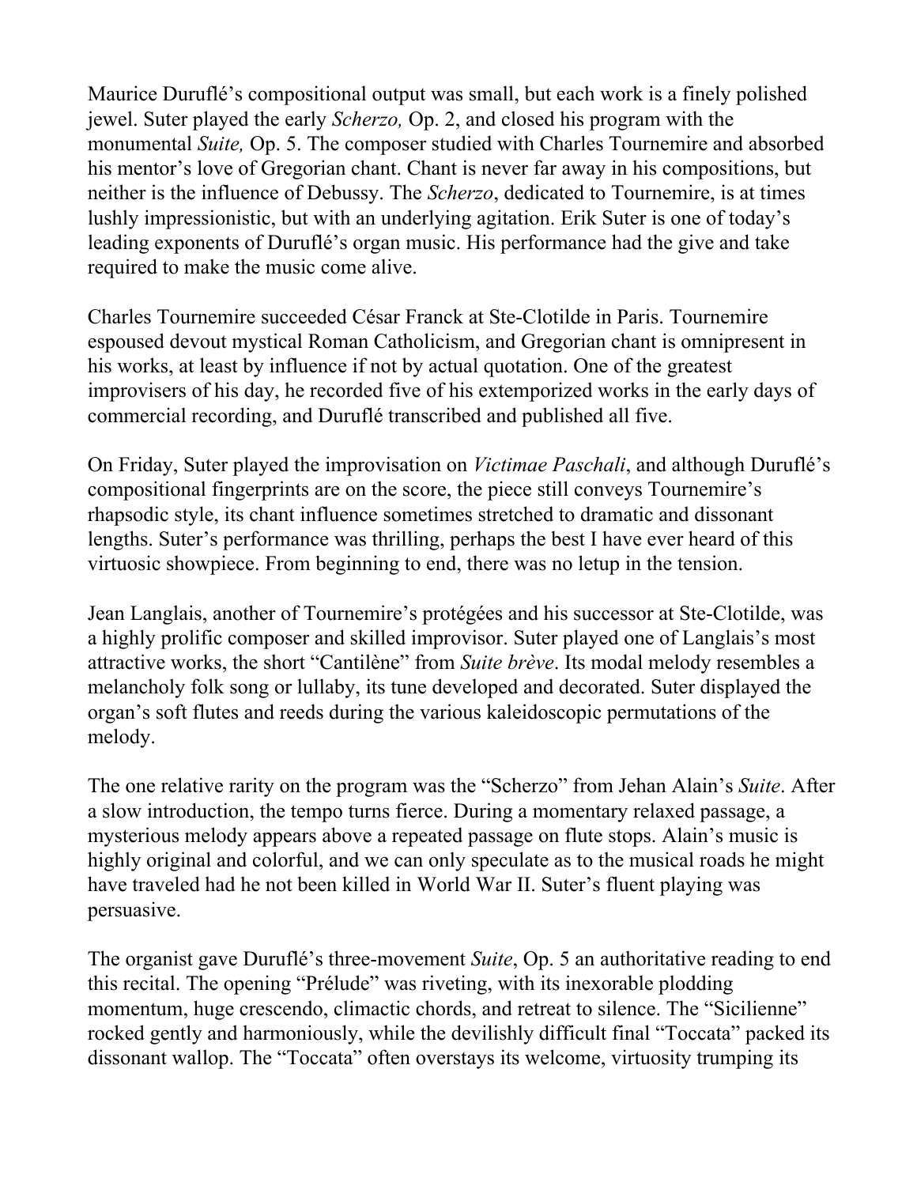Maurice Duruflé's compositional output was small, but each work is a finely polished jewel. Suter played the early *Scherzo,* Op. 2, and closed his program with the monumental *Suite,* Op. 5. The composer studied with Charles Tournemire and absorbed his mentor's love of Gregorian chant. Chant is never far away in his compositions, but neither is the influence of Debussy. The *Scherzo*, dedicated to Tournemire, is at times lushly impressionistic, but with an underlying agitation. Erik Suter is one of today's leading exponents of Duruflé's organ music. His performance had the give and take required to make the music come alive.

Charles Tournemire succeeded César Franck at Ste-Clotilde in Paris. Tournemire espoused devout mystical Roman Catholicism, and Gregorian chant is omnipresent in his works, at least by influence if not by actual quotation. One of the greatest improvisers of his day, he recorded five of his extemporized works in the early days of commercial recording, and Duruflé transcribed and published all five.

On Friday, Suter played the improvisation on *Victimae Paschali*, and although Duruflé's compositional fingerprints are on the score, the piece still conveys Tournemire's rhapsodic style, its chant influence sometimes stretched to dramatic and dissonant lengths. Suter's performance was thrilling, perhaps the best I have ever heard of this virtuosic showpiece. From beginning to end, there was no letup in the tension.

Jean Langlais, another of Tournemire's protégées and his successor at Ste-Clotilde, was a highly prolific composer and skilled improvisor. Suter played one of Langlais's most attractive works, the short "Cantilène" from *Suite brève*. Its modal melody resembles a melancholy folk song or lullaby, its tune developed and decorated. Suter displayed the organ's soft flutes and reeds during the various kaleidoscopic permutations of the melody.

The one relative rarity on the program was the "Scherzo" from Jehan Alain's *Suite*. After a slow introduction, the tempo turns fierce. During a momentary relaxed passage, a mysterious melody appears above a repeated passage on flute stops. Alain's music is highly original and colorful, and we can only speculate as to the musical roads he might have traveled had he not been killed in World War II. Suter's fluent playing was persuasive.

The organist gave Duruflé's three-movement *Suite*, Op. 5 an authoritative reading to end this recital. The opening "Prélude" was riveting, with its inexorable plodding momentum, huge crescendo, climactic chords, and retreat to silence. The "Sicilienne" rocked gently and harmoniously, while the devilishly difficult final "Toccata" packed its dissonant wallop. The "Toccata" often overstays its welcome, virtuosity trumping its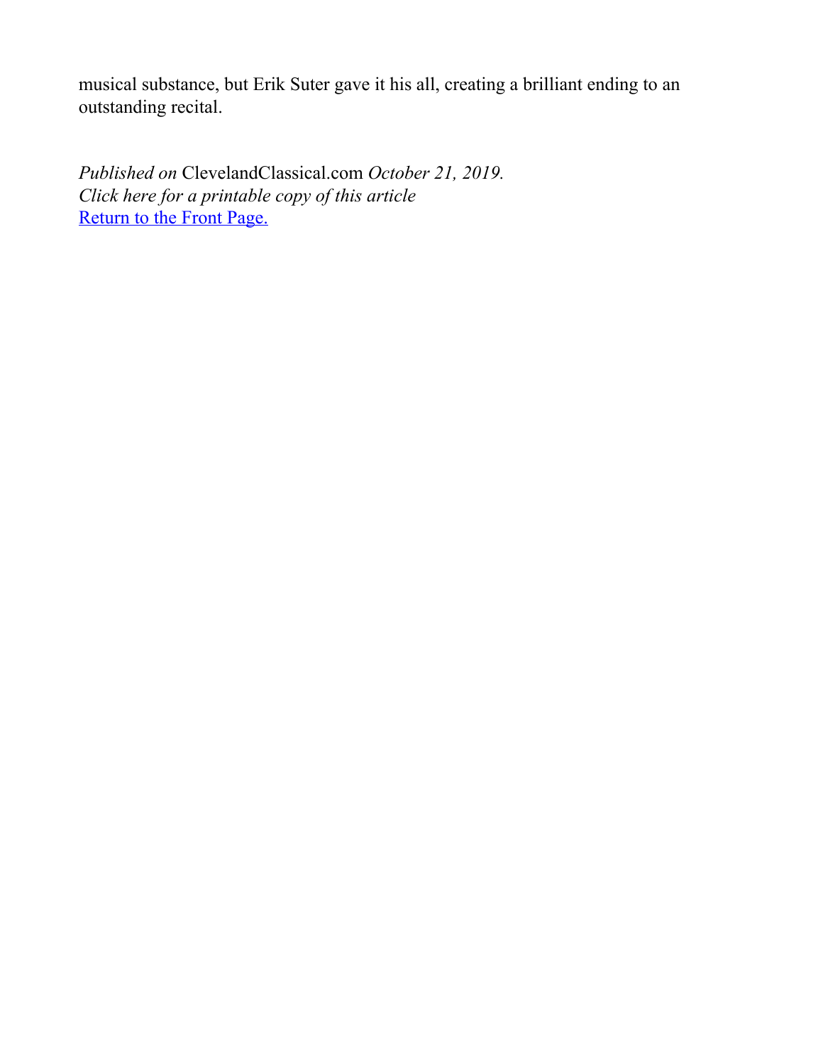musical substance, but Erik Suter gave it his all, creating a brilliant ending to an outstanding recital.

*Published on* ClevelandClassical.com *October 21, 2019.*
*Click here for a printable copy of this article*
[Return to the Front Page.]